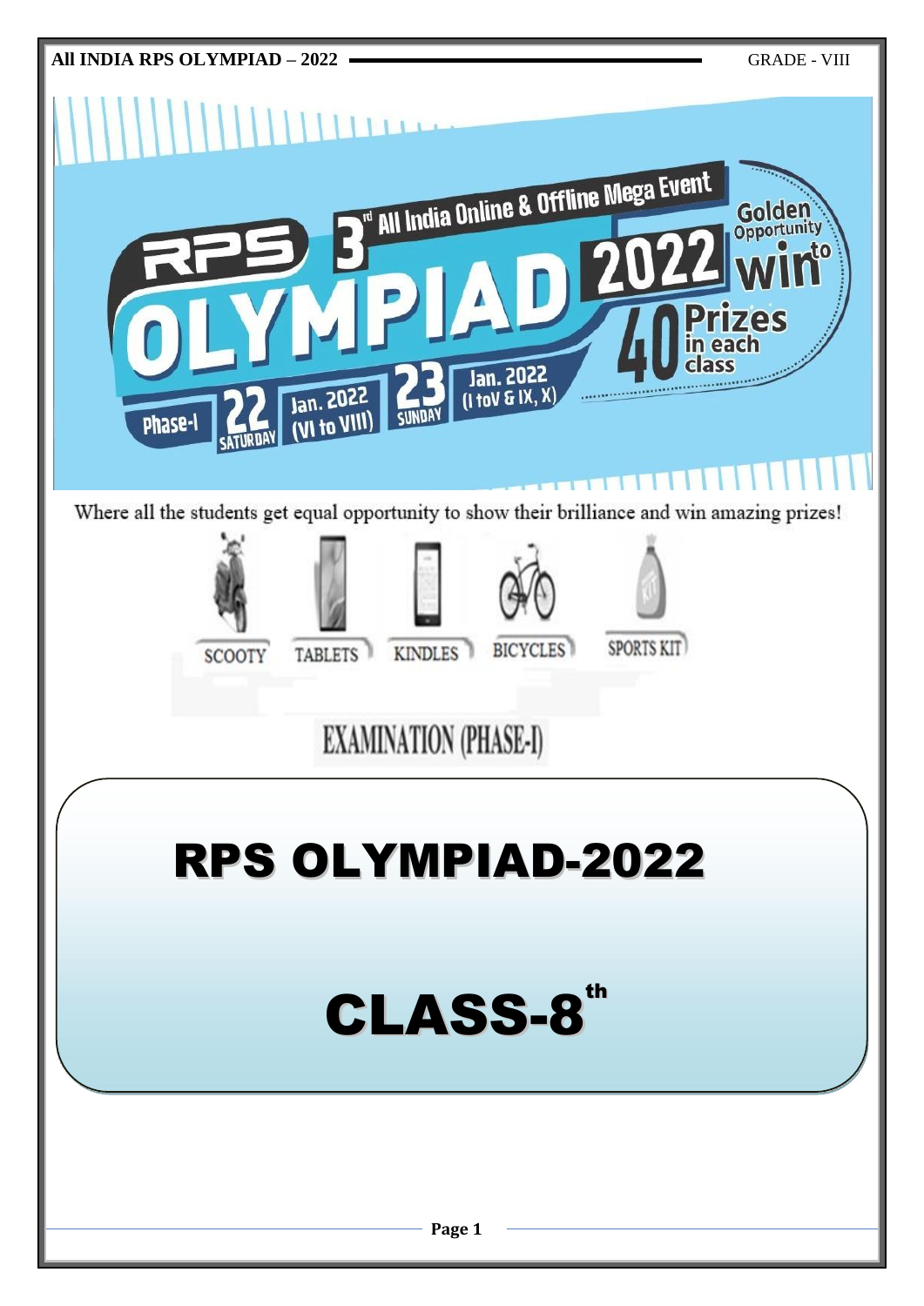RPS 3rd All India Online & Offline Mega Event

OLYMPIAD 2022

Phase-I 22 SATURDAY Jan. 2022 (VI to VIII) 23 SUNDAY Jan. 2022 (I to V & IX, X)

Golden Opportunity to win 40 Prizes in each class

Where all the students get equal opportunity to show their brilliance and win amazing prizes!

SCOOTY TABLETS KINDLES BICYCLES SPORTS KIT

EXAMINATION (PHASE-I)

# RPS OLYMPIAD-2022

# CLASS-8th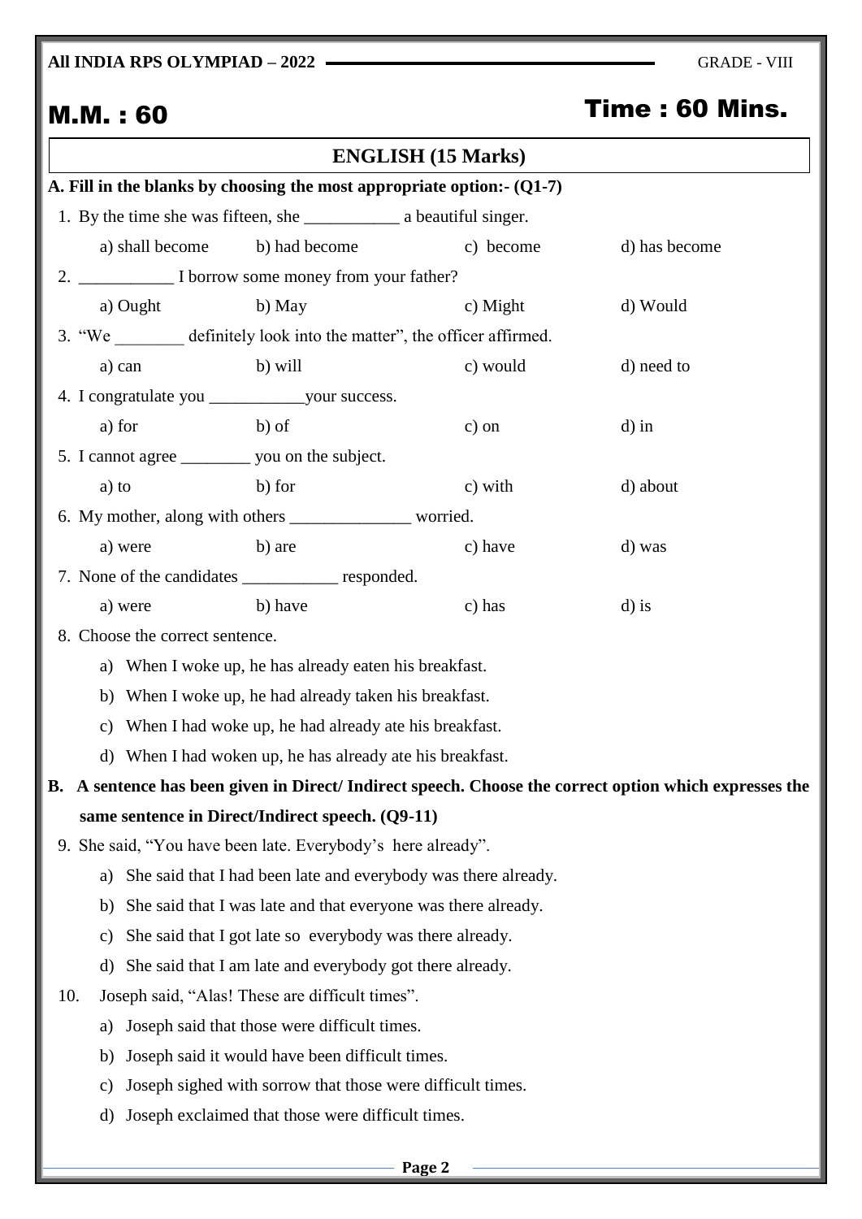**All INDIA RPS OLYMPIAD – 2022** GRADE - VIII

# M.M. : 60 Time : 60 Mins.

## ENGLISH (15 Marks)

**A. Fill in the blanks by choosing the most appropriate option:- (Q1-7)**

1. By the time she was fifteen, she ___________ a beautiful singer.

   a) shall become  b) had become  c) become  d) has become

2. ___________ I borrow some money from your father?

   a) Ought  b) May  c) Might  d) Would

3. "We ________ definitely look into the matter", the officer affirmed.

   a) can  b) will  c) would  d) need to

4. I congratulate you ___________your success.

   a) for  b) of  c) on  d) in

5. I cannot agree ________ you on the subject.

   a) to  b) for  c) with  d) about

6. My mother, along with others ______________ worried.

   a) were  b) are  c) have  d) was

7. None of the candidates ___________ responded.

   a) were  b) have  c) has  d) is

8. Choose the correct sentence.

   a) When I woke up, he has already eaten his breakfast.
   b) When I woke up, he had already taken his breakfast.
   c) When I had woke up, he had already ate his breakfast.
   d) When I had woken up, he has already ate his breakfast.

**B. A sentence has been given in Direct/ Indirect speech. Choose the correct option which expresses the same sentence in Direct/Indirect speech. (Q9-11)**

9. She said, "You have been late. Everybody's here already".

   a) She said that I had been late and everybody was there already.
   b) She said that I was late and that everyone was there already.
   c) She said that I got late so everybody was there already.
   d) She said that I am late and everybody got there already.

10. Joseph said, "Alas! These are difficult times".

   a) Joseph said that those were difficult times.
   b) Joseph said it would have been difficult times.
   c) Joseph sighed with sorrow that those were difficult times.
   d) Joseph exclaimed that those were difficult times.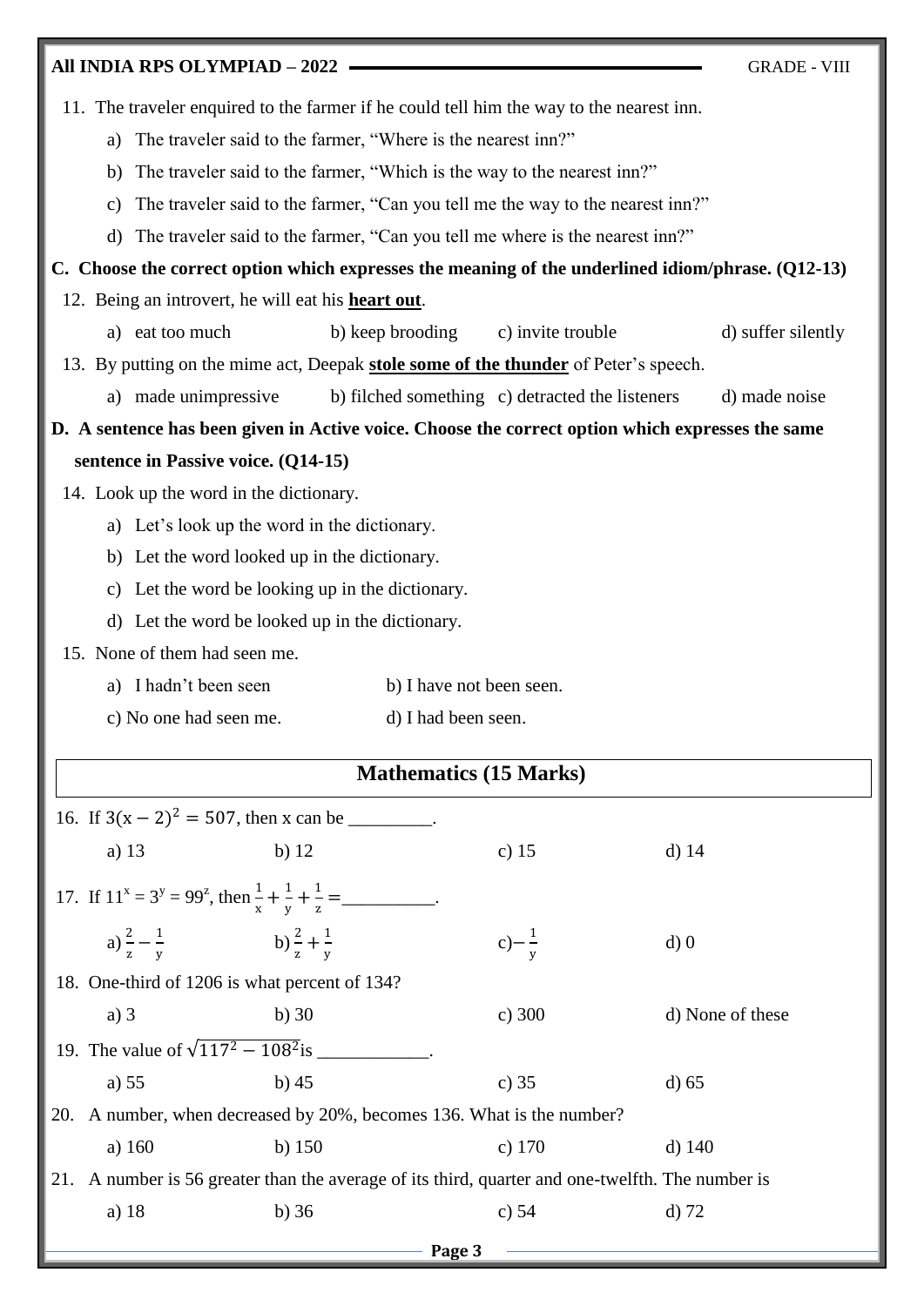11. The traveler enquired to the farmer if he could tell him the way to the nearest inn.

    a) The traveler said to the farmer, "Where is the nearest inn?"

    b) The traveler said to the farmer, "Which is the way to the nearest inn?"

    c) The traveler said to the farmer, "Can you tell me the way to the nearest inn?"

    d) The traveler said to the farmer, "Can you tell me where is the nearest inn?"

**C. Choose the correct option which expresses the meaning of the underlined idiom/phrase. (Q12-13)**

12. Being an introvert, he will eat his **heart out**.

    a) eat too much  b) keep brooding  c) invite trouble  d) suffer silently

13. By putting on the mime act, Deepak **stole some of the thunder** of Peter's speech.

    a) made unimpressive  b) filched something  c) detracted the listeners  d) made noise

**D. A sentence has been given in Active voice. Choose the correct option which expresses the same sentence in Passive voice. (Q14-15)**

14. Look up the word in the dictionary.

    a) Let's look up the word in the dictionary.

    b) Let the word looked up in the dictionary.

    c) Let the word be looking up in the dictionary.

    d) Let the word be looked up in the dictionary.

15. None of them had seen me.

    a) I hadn't been seen  b) I have not been seen.

    c) No one had seen me.  d) I had been seen.

## Mathematics (15 Marks)

16. If $3(x-2)^2 = 507$, then x can be \_\_\_\_\_\_\_\_\_.

    a) 13  b) 12  c) 15  d) 14

17. If $11^x = 3^y = 99^z$, then $\frac{1}{x}+\frac{1}{y}+\frac{1}{z}=$\_\_\_\_\_\_\_\_\_\_.

    a) $\frac{2}{z}-\frac{1}{y}$  b) $\frac{2}{z}+\frac{1}{y}$  c) $-\frac{1}{y}$  d) 0

18. One-third of 1206 is what percent of 134?

    a) 3  b) 30  c) 300  d) None of these

19. The value of $\sqrt{117^2-108^2}$ is \_\_\_\_\_\_\_\_\_\_\_\_.

    a) 55  b) 45  c) 35  d) 65

20. A number, when decreased by 20%, becomes 136. What is the number?

    a) 160  b) 150  c) 170  d) 140

21. A number is 56 greater than the average of its third, quarter and one-twelfth. The number is

    a) 18  b) 36  c) 54  d) 72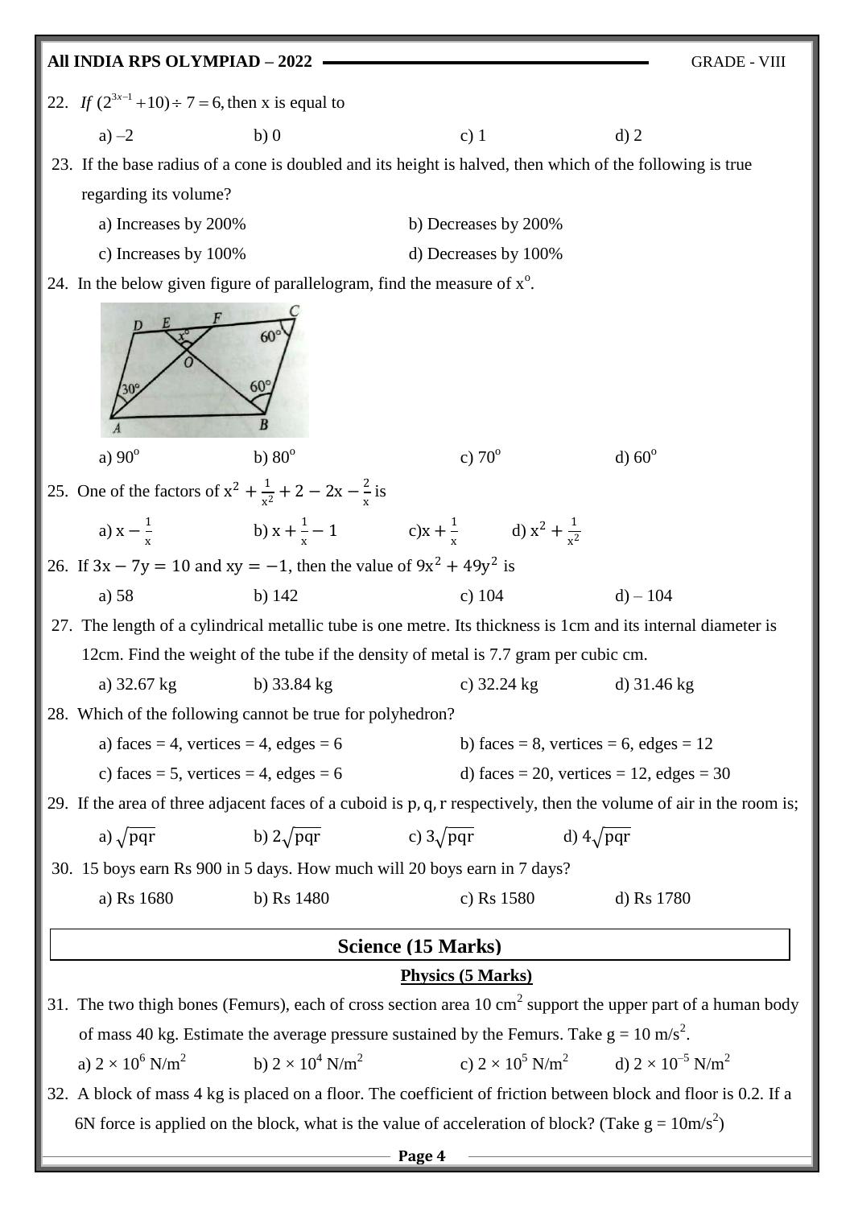22. *If* $(2^{3x-1}+10)\div 7=6$, then x is equal to

    a) –2 b) 0 c) 1 d) 2

23. If the base radius of a cone is doubled and its height is halved, then which of the following is true regarding its volume?

    a) Increases by 200% b) Decreases by 200%

    c) Increases by 100% d) Decreases by 100%

24. In the below given figure of parallelogram, find the measure of $x^o$.

D E F C
$x^o$
$60^o$
O
$30^o$
$60^o$
A B

    a) $90^o$ b) $80^o$ c) $70^o$ d) $60^o$

25. One of the factors of $x^2+\frac{1}{x^2}+2-2x-\frac{2}{x}$ is

    a) $x-\frac{1}{x}$ b) $x+\frac{1}{x}-1$ c) $x+\frac{1}{x}$ d) $x^2+\frac{1}{x^2}$

26. If $3x-7y=10$ and $xy=-1$, then the value of $9x^2+49y^2$ is

    a) 58 b) 142 c) 104 d) – 104

27. The length of a cylindrical metallic tube is one metre. Its thickness is 1cm and its internal diameter is 12cm. Find the weight of the tube if the density of metal is 7.7 gram per cubic cm.

    a) 32.67 kg b) 33.84 kg c) 32.24 kg d) 31.46 kg

28. Which of the following cannot be true for polyhedron?

    a) faces = 4, vertices = 4, edges = 6 b) faces = 8, vertices = 6, edges = 12

    c) faces = 5, vertices = 4, edges = 6 d) faces = 20, vertices = 12, edges = 30

29. If the area of three adjacent faces of a cuboid is p, q, r respectively, then the volume of air in the room is;

    a) $\sqrt{pqr}$ b) $2\sqrt{pqr}$ c) $3\sqrt{pqr}$ d) $4\sqrt{pqr}$

30. 15 boys earn Rs 900 in 5 days. How much will 20 boys earn in 7 days?

    a) Rs 1680 b) Rs 1480 c) Rs 1580 d) Rs 1780

## Science (15 Marks)

### Physics (5 Marks)

31. The two thigh bones (Femurs), each of cross section area 10 $cm^2$ support the upper part of a human body of mass 40 kg. Estimate the average pressure sustained by the Femurs. Take g = 10 $m/s^2$.

    a) $2\times10^6$ $N/m^2$ b) $2\times10^4$ $N/m^2$ c) $2\times10^5$ $N/m^2$ d) $2\times10^{-5}$ $N/m^2$

32. A block of mass 4 kg is placed on a floor. The coefficient of friction between block and floor is 0.2. If a 6N force is applied on the block, what is the value of acceleration of block? (Take g = 10$m/s^2$)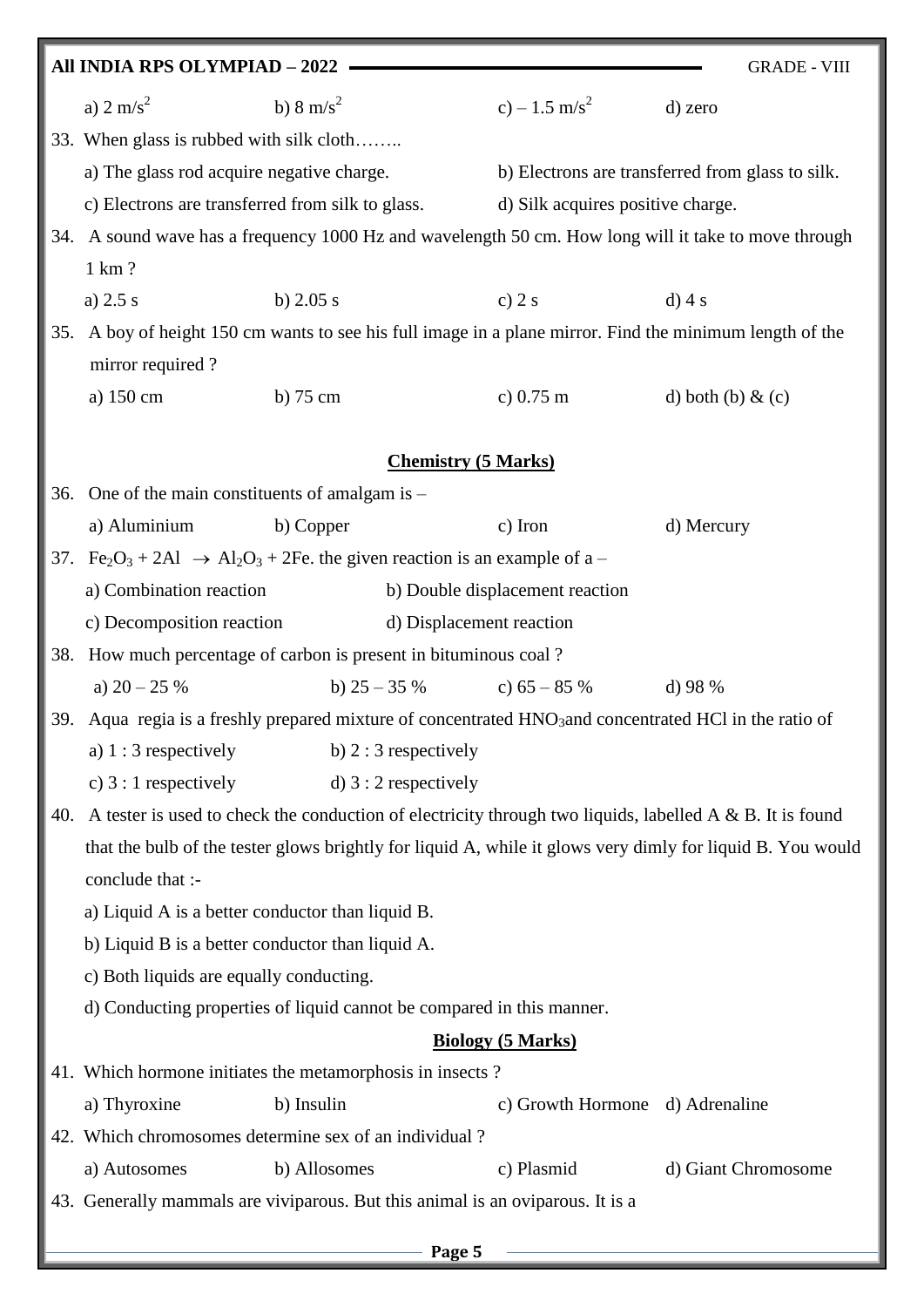a) $2\ m/s^2$ b) $8\ m/s^2$ c) $-1.5\ m/s^2$ d) zero

33. When glass is rubbed with silk cloth……..

   a) The glass rod acquire negative charge.
   b) Electrons are transferred from glass to silk.
   c) Electrons are transferred from silk to glass.
   d) Silk acquires positive charge.

34. A sound wave has a frequency 1000 Hz and wavelength 50 cm. How long will it take to move through 1 km ?

   a) 2.5 s b) 2.05 s c) 2 s d) 4 s

35. A boy of height 150 cm wants to see his full image in a plane mirror. Find the minimum length of the mirror required ?

   a) 150 cm b) 75 cm c) 0.75 m d) both (b) & (c)

## Chemistry (5 Marks)

36. One of the main constituents of amalgam is –

   a) Aluminium b) Copper c) Iron d) Mercury

37. $Fe_2O_3 + 2Al \rightarrow Al_2O_3 + 2Fe$. the given reaction is an example of a –

   a) Combination reaction
   b) Double displacement reaction
   c) Decomposition reaction
   d) Displacement reaction

38. How much percentage of carbon is present in bituminous coal ?

   a) 20 – 25 % b) 25 – 35 % c) 65 – 85 % d) 98 %

39. Aqua regia is a freshly prepared mixture of concentrated $HNO_3$ and concentrated HCl in the ratio of

   a) 1 : 3 respectively
   b) 2 : 3 respectively
   c) 3 : 1 respectively
   d) 3 : 2 respectively

40. A tester is used to check the conduction of electricity through two liquids, labelled A & B. It is found that the bulb of the tester glows brightly for liquid A, while it glows very dimly for liquid B. You would conclude that :-

   a) Liquid A is a better conductor than liquid B.
   b) Liquid B is a better conductor than liquid A.
   c) Both liquids are equally conducting.
   d) Conducting properties of liquid cannot be compared in this manner.

## Biology (5 Marks)

41. Which hormone initiates the metamorphosis in insects ?

   a) Thyroxine b) Insulin c) Growth Hormone d) Adrenaline

42. Which chromosomes determine sex of an individual ?

   a) Autosomes b) Allosomes c) Plasmid d) Giant Chromosome

43. Generally mammals are viviparous. But this animal is an oviparous. It is a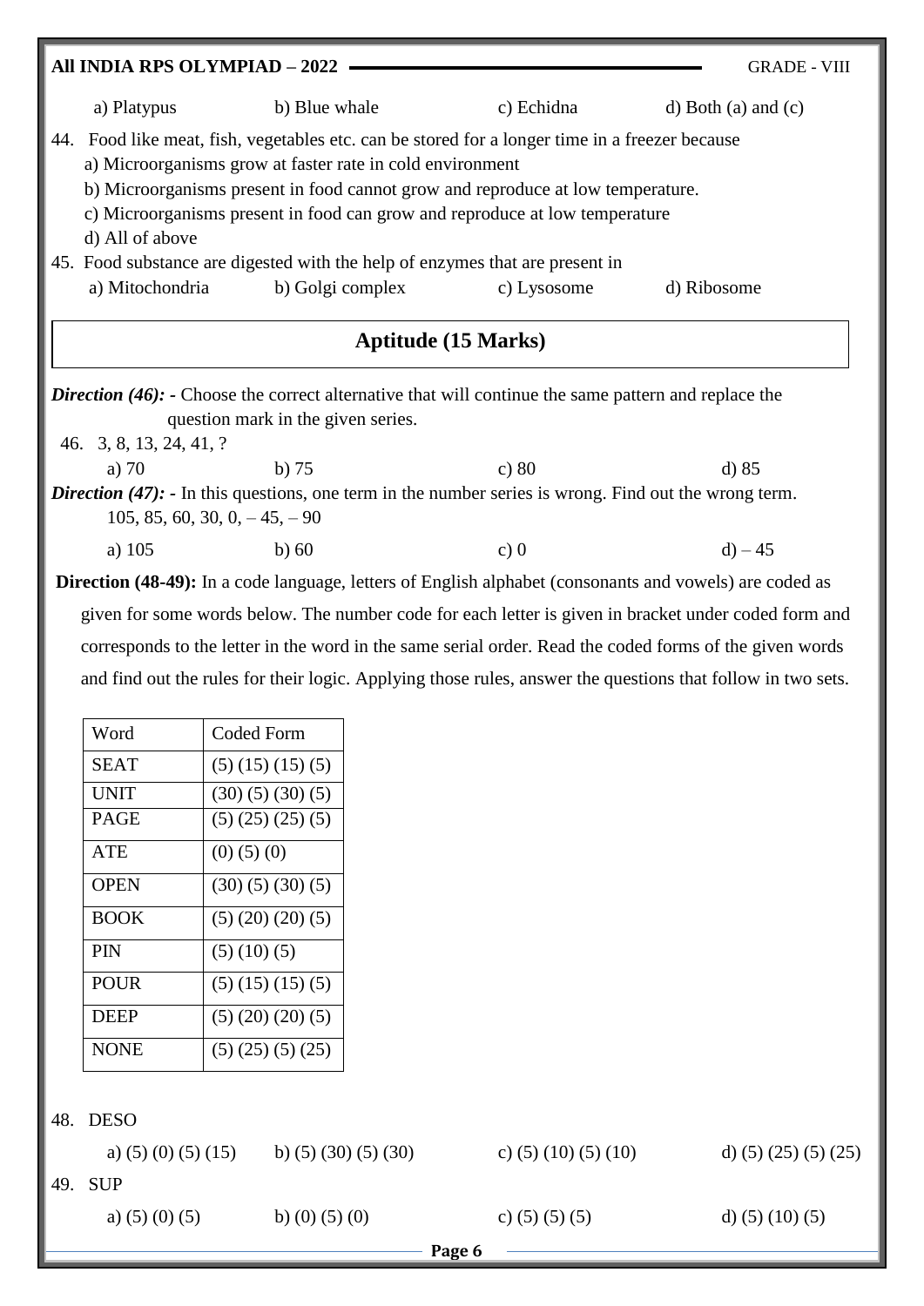a) Platypus b) Blue whale c) Echidna d) Both (a) and (c)

44. Food like meat, fish, vegetables etc. can be stored for a longer time in a freezer because
    a) Microorganisms grow at faster rate in cold environment
    b) Microorganisms present in food cannot grow and reproduce at low temperature.
    c) Microorganisms present in food can grow and reproduce at low temperature
    d) All of above

45. Food substance are digested with the help of enzymes that are present in
    a) Mitochondria b) Golgi complex c) Lysosome d) Ribosome

## Aptitude (15 Marks)

***Direction (46): -*** Choose the correct alternative that will continue the same pattern and replace the question mark in the given series.

46. 3, 8, 13, 24, 41, ?
    a) 70 b) 75 c) 80 d) 85

***Direction (47): -*** In this questions, one term in the number series is wrong. Find out the wrong term.
105, 85, 60, 30, 0, – 45, – 90
    a) 105 b) 60 c) 0 d) – 45

**Direction (48-49):** In a code language, letters of English alphabet (consonants and vowels) are coded as given for some words below. The number code for each letter is given in bracket under coded form and corresponds to the letter in the word in the same serial order. Read the coded forms of the given words and find out the rules for their logic. Applying those rules, answer the questions that follow in two sets.

| Word | Coded Form |
|---|---|
| SEAT | (5) (15) (15) (5) |
| UNIT | (30) (5) (30) (5) |
| PAGE | (5) (25) (25) (5) |
| ATE | (0) (5) (0) |
| OPEN | (30) (5) (30) (5) |
| BOOK | (5) (20) (20) (5) |
| PIN | (5) (10) (5) |
| POUR | (5) (15) (15) (5) |
| DEEP | (5) (20) (20) (5) |
| NONE | (5) (25) (5) (25) |

48. DESO
    a) (5) (0) (5) (15) b) (5) (30) (5) (30) c) (5) (10) (5) (10) d) (5) (25) (5) (25)

49. SUP
    a) (5) (0) (5) b) (0) (5) (0) c) (5) (5) (5) d) (5) (10) (5)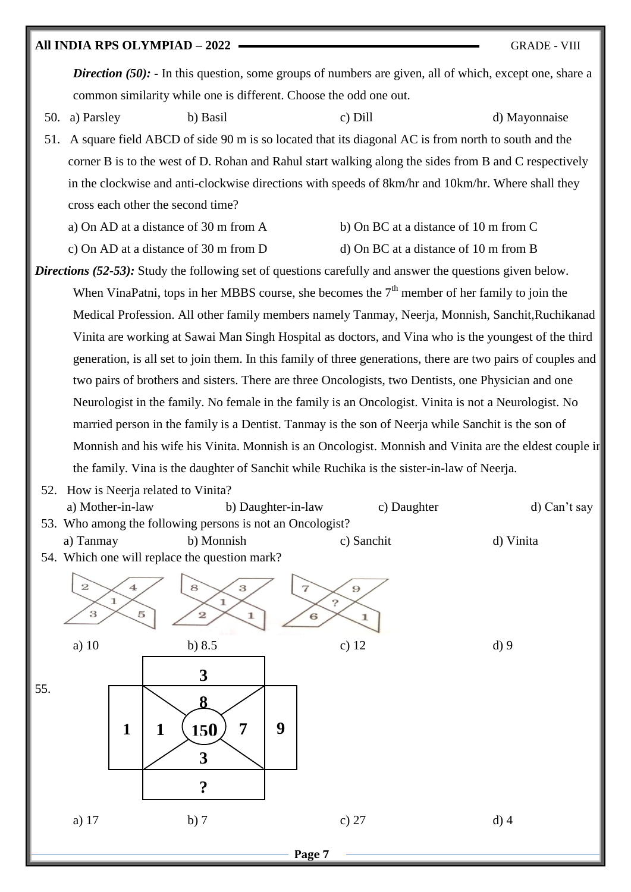***Direction (50):*** - In this question, some groups of numbers are given, all of which, except one, share a common similarity while one is different. Choose the odd one out.

50. a) Parsley b) Basil c) Dill d) Mayonnaise

51. A square field ABCD of side 90 m is so located that its diagonal AC is from north to south and the corner B is to the west of D. Rohan and Rahul start walking along the sides from B and C respectively in the clockwise and anti-clockwise directions with speeds of 8km/hr and 10km/hr. Where shall they cross each other the second time?

a) On AD at a distance of 30 m from A
b) On BC at a distance of 10 m from C
c) On AD at a distance of 30 m from D
d) On BC at a distance of 10 m from B

***Directions (52-53):*** Study the following set of questions carefully and answer the questions given below.

When VinaPatni, tops in her MBBS course, she becomes the 7th member of her family to join the Medical Profession. All other family members namely Tanmay, Neerja, Monnish, Sanchit,Ruchikanad Vinita are working at Sawai Man Singh Hospital as doctors, and Vina who is the youngest of the third generation, is all set to join them. In this family of three generations, there are two pairs of couples and two pairs of brothers and sisters. There are three Oncologists, two Dentists, one Physician and one Neurologist in the family. No female in the family is an Oncologist. Vinita is not a Neurologist. No married person in the family is a Dentist. Tanmay is the son of Neerja while Sanchit is the son of Monnish and his wife his Vinita. Monnish is an Oncologist. Monnish and Vinita are the eldest couple in the family. Vina is the daughter of Sanchit while Ruchika is the sister-in-law of Neerja.

52. How is Neerja related to Vinita?

a) Mother-in-law b) Daughter-in-law c) Daughter d) Can't say

53. Who among the following persons is not an Oncologist?

a) Tanmay b) Monnish c) Sanchit d) Vinita

54. Which one will replace the question mark?

2 4 1 3 5

8 3 1 2 1

7 9 ? 6 1

a) 10 b) 8.5 c) 12 d) 9

55.

3

8

1 1 150 7 9

3

?

a) 17 b) 7 c) 27 d) 4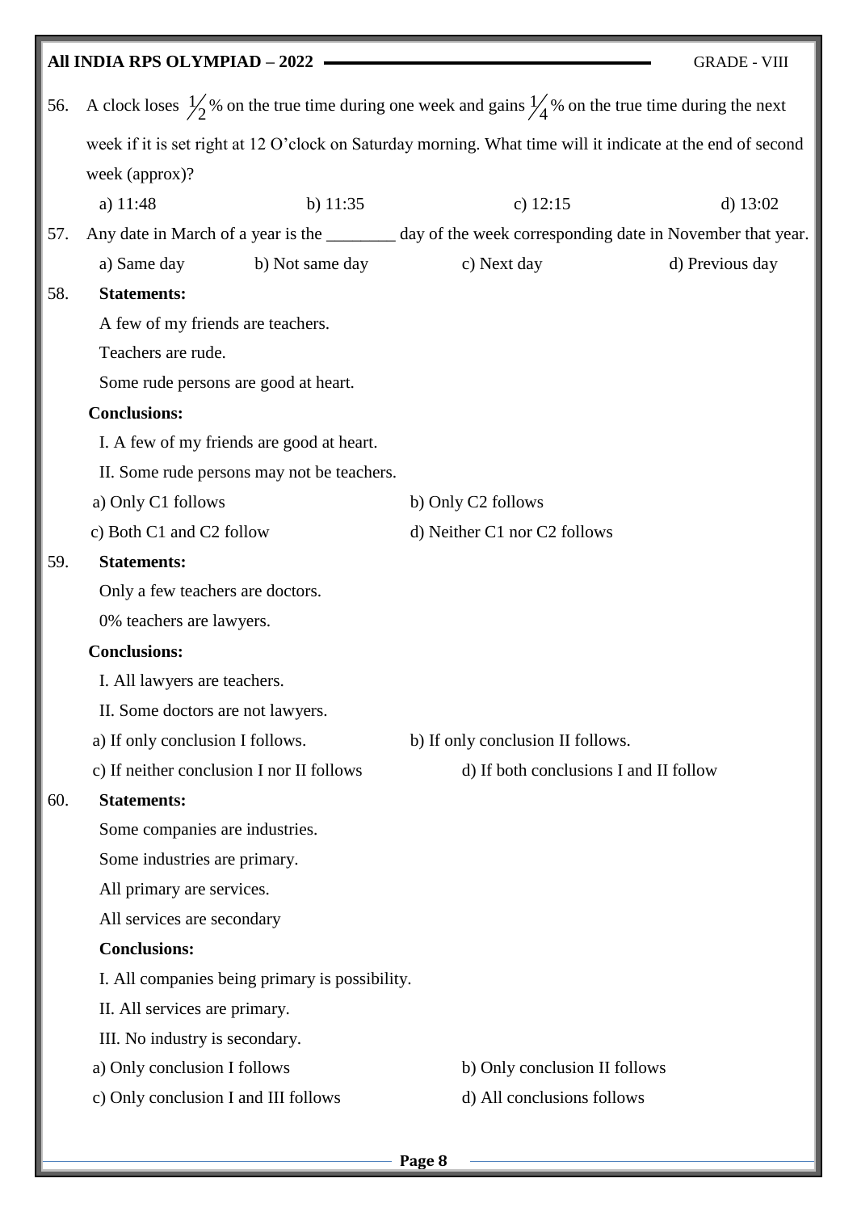56. A clock loses $\frac{1}{2}$% on the true time during one week and gains $\frac{1}{4}$% on the true time during the next week if it is set right at 12 O'clock on Saturday morning. What time will it indicate at the end of second week (approx)?

a) 11:48 b) 11:35 c) 12:15 d) 13:02

57. Any date in March of a year is the ________ day of the week corresponding date in November that year.

a) Same day b) Not same day c) Next day d) Previous day

58. **Statements:**

A few of my friends are teachers.

Teachers are rude.

Some rude persons are good at heart.

**Conclusions:**

I. A few of my friends are good at heart.

II. Some rude persons may not be teachers.

a) Only C1 follows b) Only C2 follows

c) Both C1 and C2 follow d) Neither C1 nor C2 follows

59. **Statements:**

Only a few teachers are doctors.

0% teachers are lawyers.

**Conclusions:**

I. All lawyers are teachers.

II. Some doctors are not lawyers.

a) If only conclusion I follows. b) If only conclusion II follows.

c) If neither conclusion I nor II follows d) If both conclusions I and II follow

60. **Statements:**

Some companies are industries.

Some industries are primary.

All primary are services.

All services are secondary

**Conclusions:**

I. All companies being primary is possibility.

II. All services are primary.

III. No industry is secondary.

a) Only conclusion I follows b) Only conclusion II follows

c) Only conclusion I and III follows d) All conclusions follows